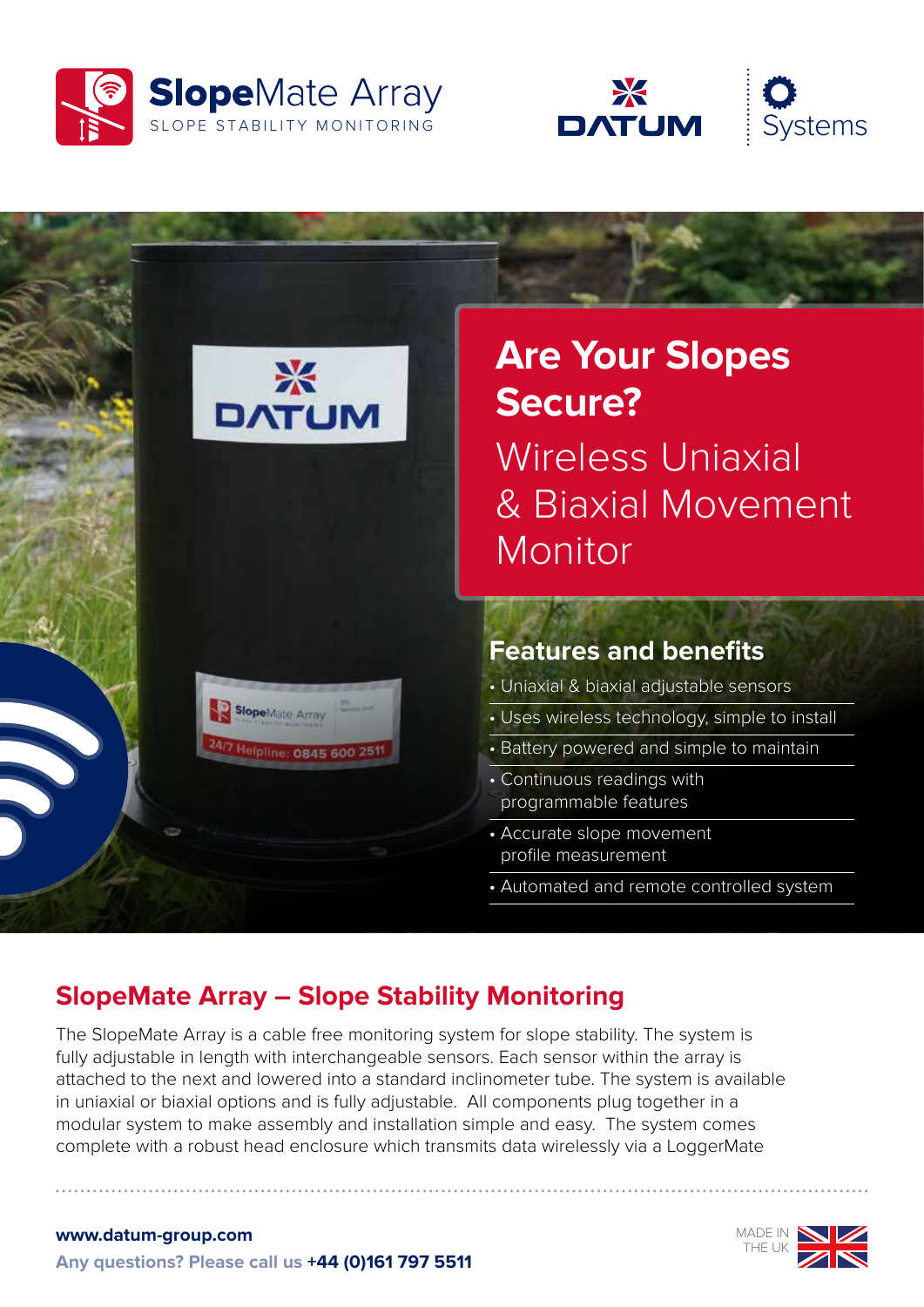**SlopeMate Array**
SLOPE STABILITY MONITORING

DATUM | Systems

# Are Your Slopes Secure?

## Wireless Uniaxial & Biaxial Movement Monitor

### Features and benefits

- Uniaxial & biaxial adjustable sensors
- Uses wireless technology, simple to install
- Battery powered and simple to maintain
- Continuous readings with programmable features
- Accurate slope movement profile measurement
- Automated and remote controlled system

## SlopeMate Array – Slope Stability Monitoring

The SlopeMate Array is a cable free monitoring system for slope stability. The system is fully adjustable in length with interchangeable sensors. Each sensor within the array is attached to the next and lowered into a standard inclinometer tube. The system is available in uniaxial or biaxial options and is fully adjustable. All components plug together in a modular system to make assembly and installation simple and easy. The system comes complete with a robust head enclosure which transmits data wirelessly via a LoggerMate

**www.datum-group.com**
**Any questions? Please call us +44 (0)161 797 5511**

MADE IN THE UK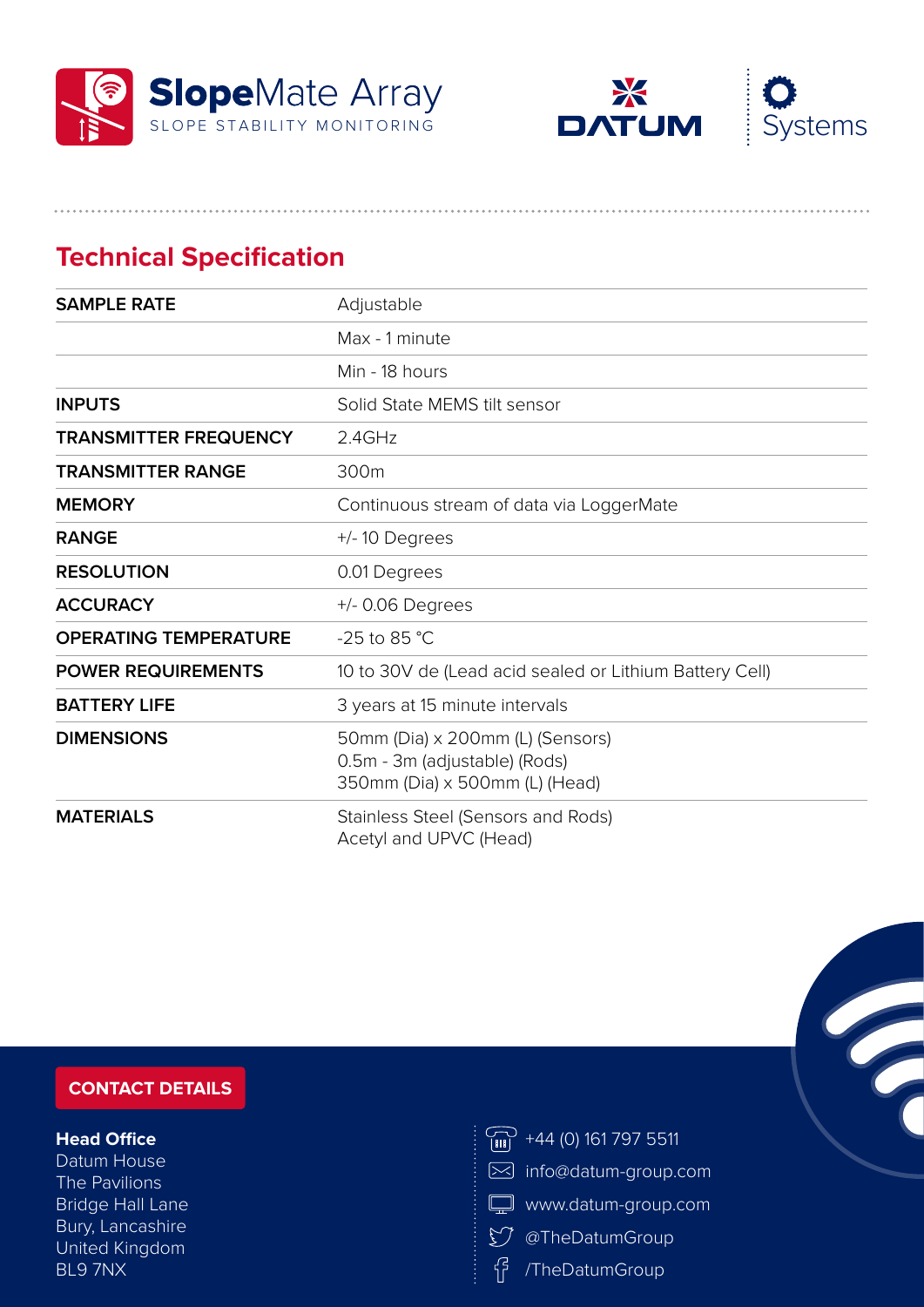**SlopeMate Array**
SLOPE STABILITY MONITORING

DATUM | Systems

## Technical Specification

| | |
|---|---|
| **SAMPLE RATE** | Adjustable |
| | Max - 1 minute |
| | Min - 18 hours |
| **INPUTS** | Solid State MEMS tilt sensor |
| **TRANSMITTER FREQUENCY** | 2.4GHz |
| **TRANSMITTER RANGE** | 300m |
| **MEMORY** | Continuous stream of data via LoggerMate |
| **RANGE** | +/- 10 Degrees |
| **RESOLUTION** | 0.01 Degrees |
| **ACCURACY** | +/- 0.06 Degrees |
| **OPERATING TEMPERATURE** | -25 to 85 °C |
| **POWER REQUIREMENTS** | 10 to 30V de (Lead acid sealed or Lithium Battery Cell) |
| **BATTERY LIFE** | 3 years at 15 minute intervals |
| **DIMENSIONS** | 50mm (Dia) x 200mm (L) (Sensors)<br>0.5m - 3m (adjustable) (Rods)<br>350mm (Dia) x 500mm (L) (Head) |
| **MATERIALS** | Stainless Steel (Sensors and Rods)<br>Acetyl and UPVC (Head) |

**CONTACT DETAILS**

**Head Office**
Datum House
The Pavilions
Bridge Hall Lane
Bury, Lancashire
United Kingdom
BL9 7NX

+44 (0) 161 797 5511
info@datum-group.com
www.datum-group.com
@TheDatumGroup
/TheDatumGroup